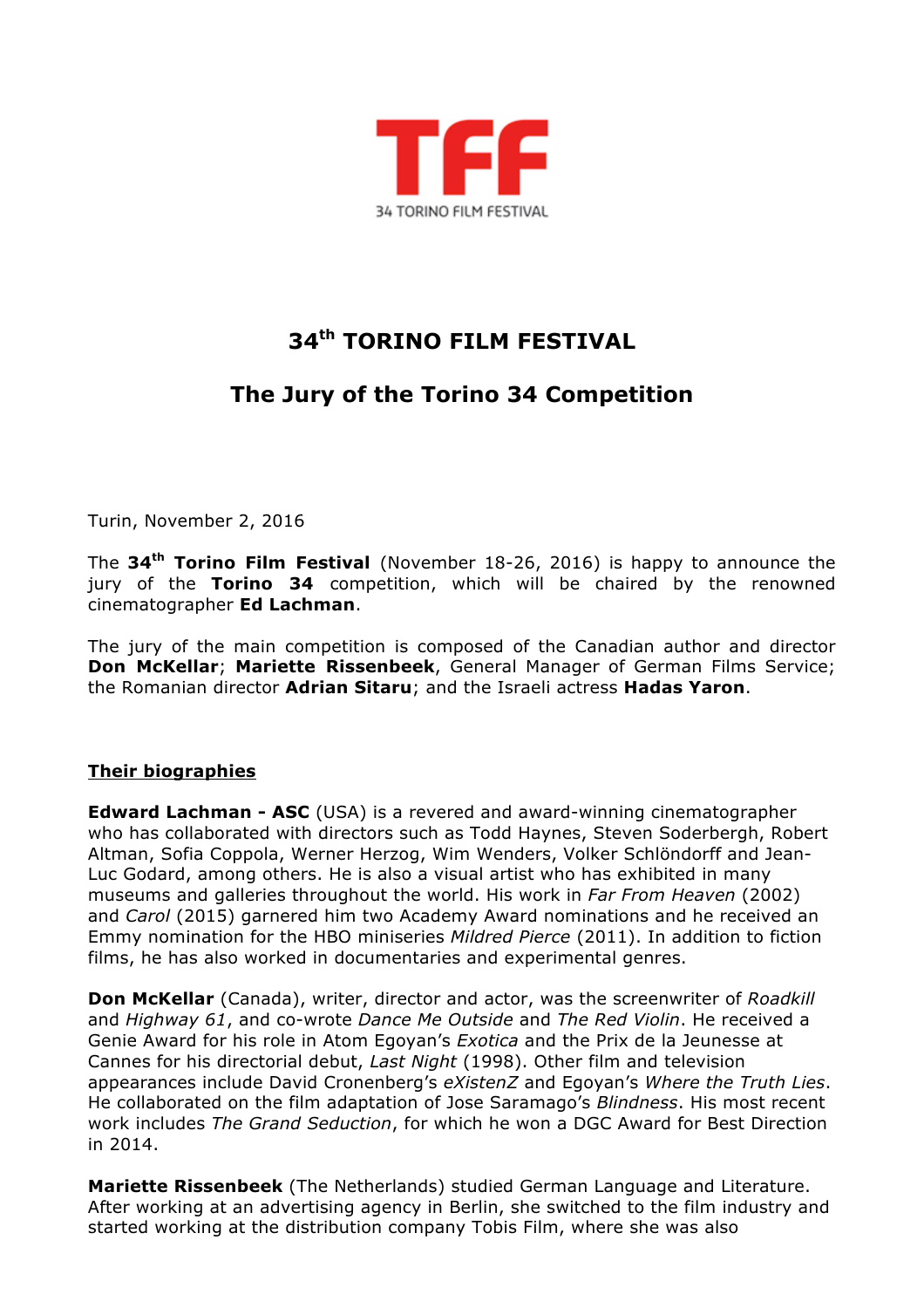TFF

34 TORINO FILM FESTIVAL

# 34th TORINO FILM FESTIVAL

## The Jury of the Torino 34 Competition

Turin, November 2, 2016

The **34th Torino Film Festival** (November 18-26, 2016) is happy to announce the jury of the **Torino 34** competition, which will be chaired by the renowned cinematographer **Ed Lachman**.

The jury of the main competition is composed of the Canadian author and director **Don McKellar**; **Mariette Rissenbeek**, General Manager of German Films Service; the Romanian director **Adrian Sitaru**; and the Israeli actress **Hadas Yaron**.

**Their biographies**

**Edward Lachman - ASC** (USA) is a revered and award-winning cinematographer who has collaborated with directors such as Todd Haynes, Steven Soderbergh, Robert Altman, Sofia Coppola, Werner Herzog, Wim Wenders, Volker Schlöndorff and Jean-Luc Godard, among others. He is also a visual artist who has exhibited in many museums and galleries throughout the world. His work in *Far From Heaven* (2002) and *Carol* (2015) garnered him two Academy Award nominations and he received an Emmy nomination for the HBO miniseries *Mildred Pierce* (2011). In addition to fiction films, he has also worked in documentaries and experimental genres.

**Don McKellar** (Canada), writer, director and actor, was the screenwriter of *Roadkill* and *Highway 61*, and co-wrote *Dance Me Outside* and *The Red Violin*. He received a Genie Award for his role in Atom Egoyan's *Exotica* and the Prix de la Jeunesse at Cannes for his directorial debut, *Last Night* (1998). Other film and television appearances include David Cronenberg's *eXistenZ* and Egoyan's *Where the Truth Lies*. He collaborated on the film adaptation of Jose Saramago's *Blindness*. His most recent work includes *The Grand Seduction*, for which he won a DGC Award for Best Direction in 2014.

**Mariette Rissenbeek** (The Netherlands) studied German Language and Literature. After working at an advertising agency in Berlin, she switched to the film industry and started working at the distribution company Tobis Film, where she was also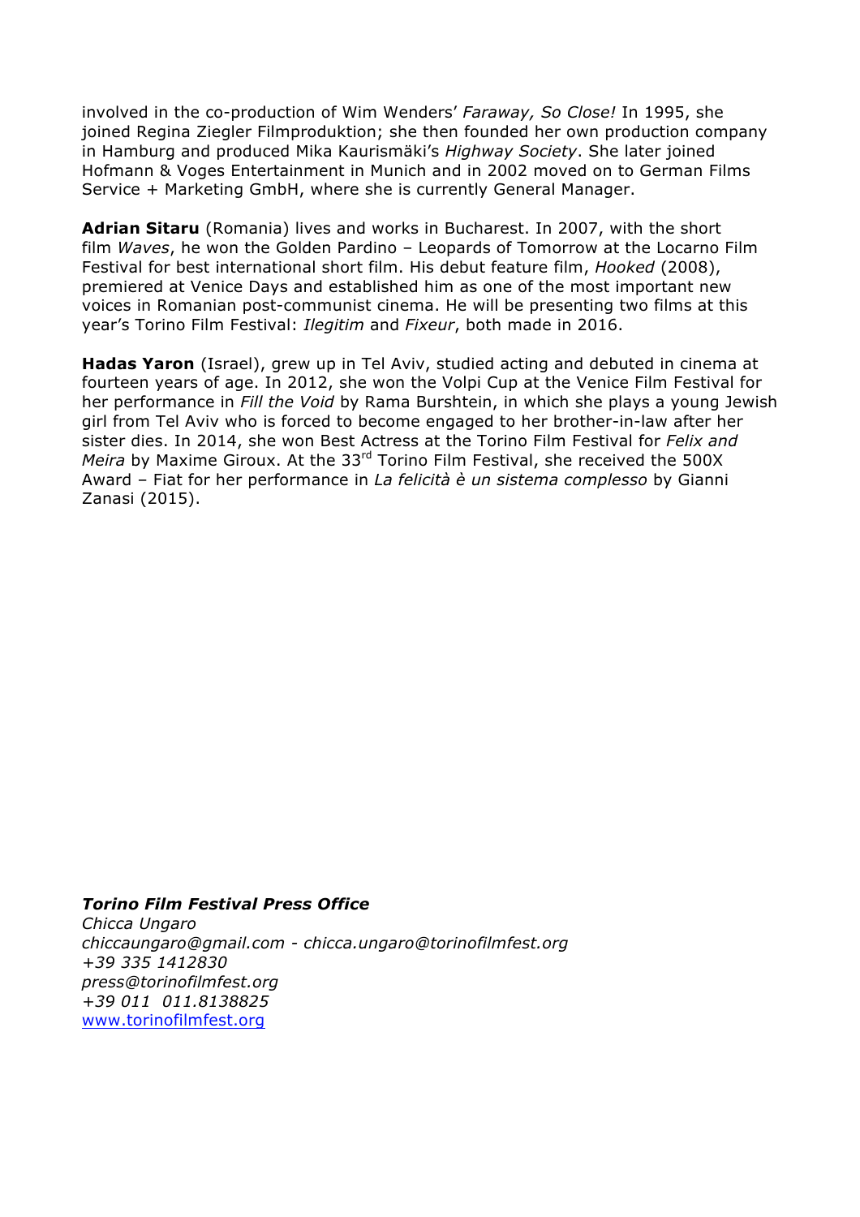involved in the co-production of Wim Wenders' *Faraway, So Close!* In 1995, she joined Regina Ziegler Filmproduktion; she then founded her own production company in Hamburg and produced Mika Kaurismäki's *Highway Society*. She later joined Hofmann & Voges Entertainment in Munich and in 2002 moved on to German Films Service + Marketing GmbH, where she is currently General Manager.

**Adrian Sitaru** (Romania) lives and works in Bucharest. In 2007, with the short film *Waves*, he won the Golden Pardino – Leopards of Tomorrow at the Locarno Film Festival for best international short film. His debut feature film, *Hooked* (2008), premiered at Venice Days and established him as one of the most important new voices in Romanian post-communist cinema. He will be presenting two films at this year's Torino Film Festival: *Ilegitim* and *Fixeur*, both made in 2016.

**Hadas Yaron** (Israel), grew up in Tel Aviv, studied acting and debuted in cinema at fourteen years of age. In 2012, she won the Volpi Cup at the Venice Film Festival for her performance in *Fill the Void* by Rama Burshtein, in which she plays a young Jewish girl from Tel Aviv who is forced to become engaged to her brother-in-law after her sister dies. In 2014, she won Best Actress at the Torino Film Festival for *Felix and Meira* by Maxime Giroux. At the 33rd Torino Film Festival, she received the 500X Award – Fiat for her performance in *La felicità è un sistema complesso* by Gianni Zanasi (2015).

***Torino Film Festival Press Office***
*Chicca Ungaro*
*chiccaungaro@gmail.com - chicca.ungaro@torinofilmfest.org*
*+39 335 1412830*
*press@torinofilmfest.org*
*+39 011 011.8138825*
[www.torinofilmfest.org](http://www.torinofilmfest.org)